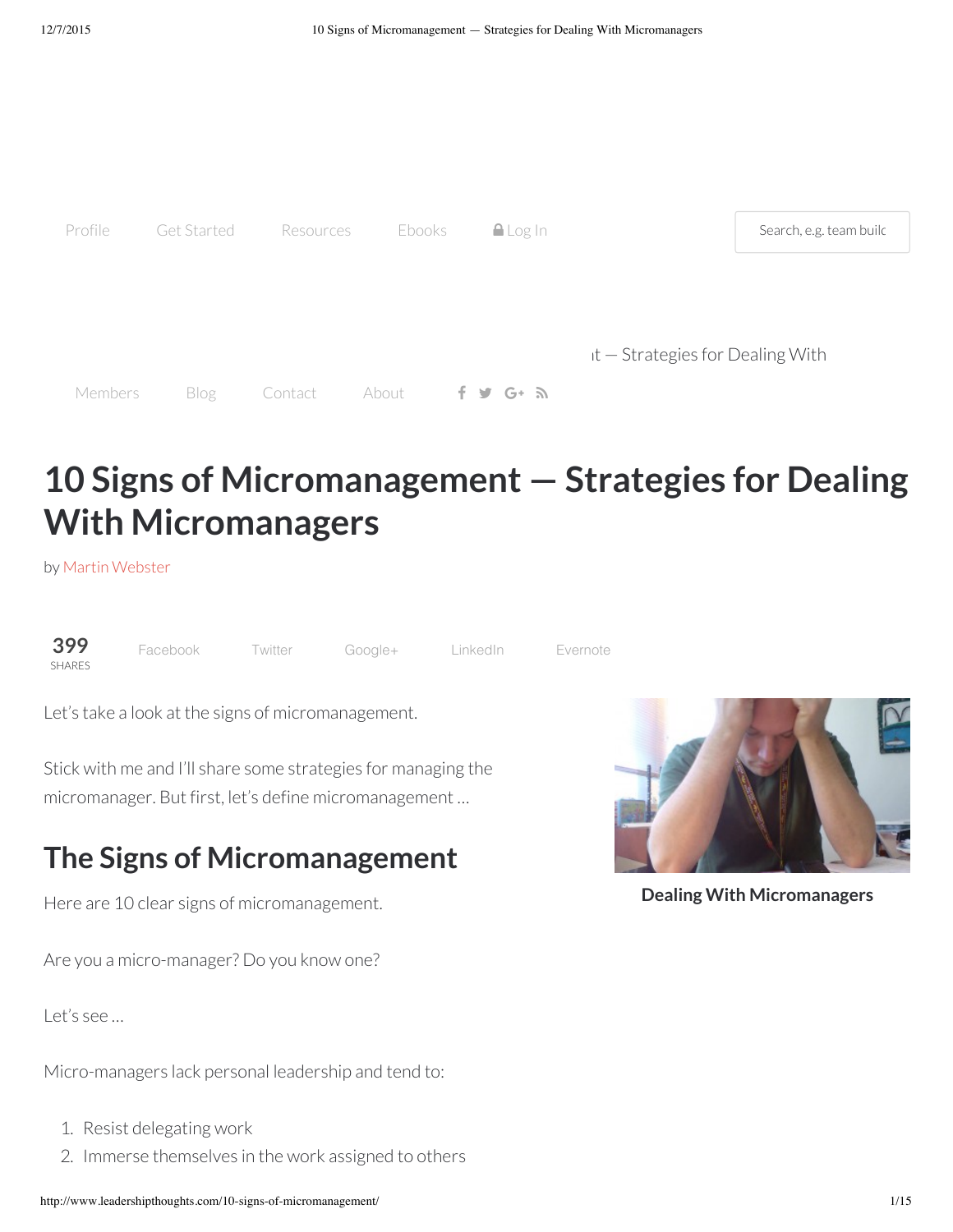# 10 Signs of Micromanagement — Strategies for Dealing With Micromanagers

by Martin Webster

Let's take a look at the signs of micromanagement.

Stick with me and I'll share some strategies for managing the micromanager. But first, let's define micromanagement …

**Dealing With Micromanagers**

## The Signs of Micromanagement

Here are 10 clear signs of micromanagement.

Are you a micro-manager? Do you know one?

Let's see …

Micro-managers lack personal leadership and tend to:

1. Resist delegating work
2. Immerse themselves in the work assigned to others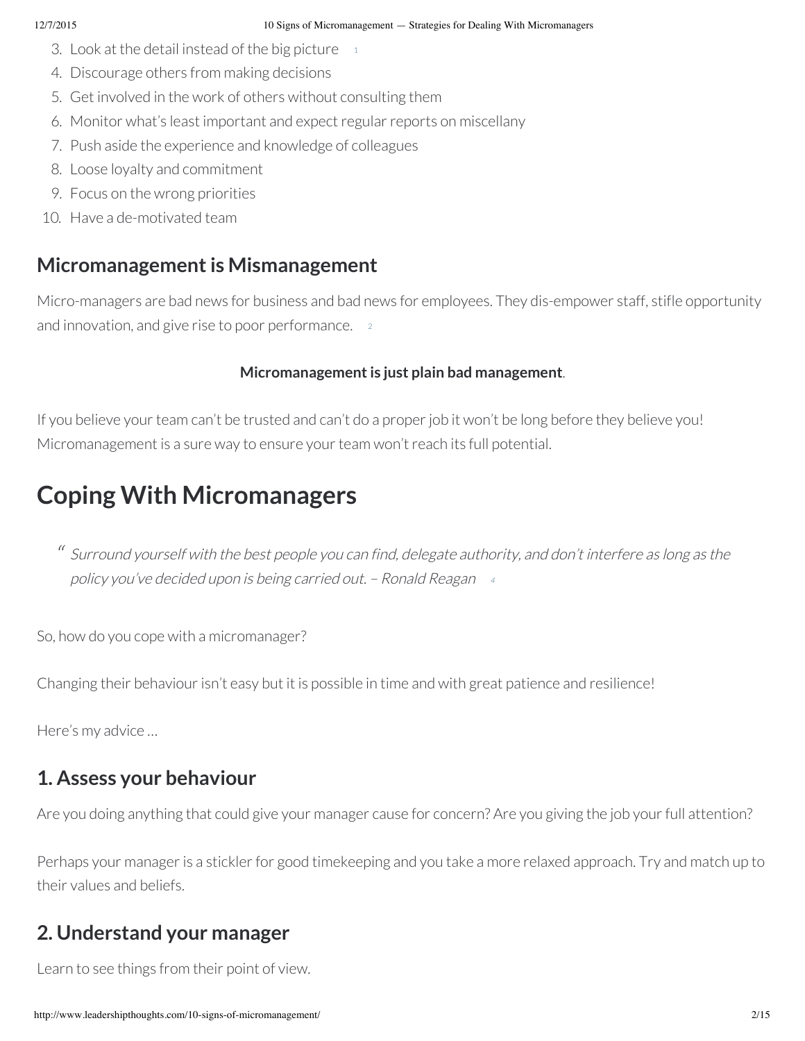3. Look at the detail instead of the big picture [1]
4. Discourage others from making decisions
5. Get involved in the work of others without consulting them
6. Monitor what's least important and expect regular reports on miscellany
7. Push aside the experience and knowledge of colleagues
8. Loose loyalty and commitment
9. Focus on the wrong priorities
10. Have a de-motivated team

## Micromanagement is Mismanagement

Micro-managers are bad news for business and bad news for employees. They dis-empower staff, stifle opportunity and innovation, and give rise to poor performance. [2]

**Micromanagement is just plain bad management**.

If you believe your team can't be trusted and can't do a proper job it won't be long before they believe you! Micromanagement is a sure way to ensure your team won't reach its full potential.

# Coping With Micromanagers

> *Surround yourself with the best people you can find, delegate authority, and don't interfere as long as the policy you've decided upon is being carried out. – Ronald Reagan* [4]

So, how do you cope with a micromanager?

Changing their behaviour isn't easy but it is possible in time and with great patience and resilience!

Here's my advice …

## 1. Assess your behaviour

Are you doing anything that could give your manager cause for concern? Are you giving the job your full attention?

Perhaps your manager is a stickler for good timekeeping and you take a more relaxed approach. Try and match up to their values and beliefs.

## 2. Understand your manager

Learn to see things from their point of view.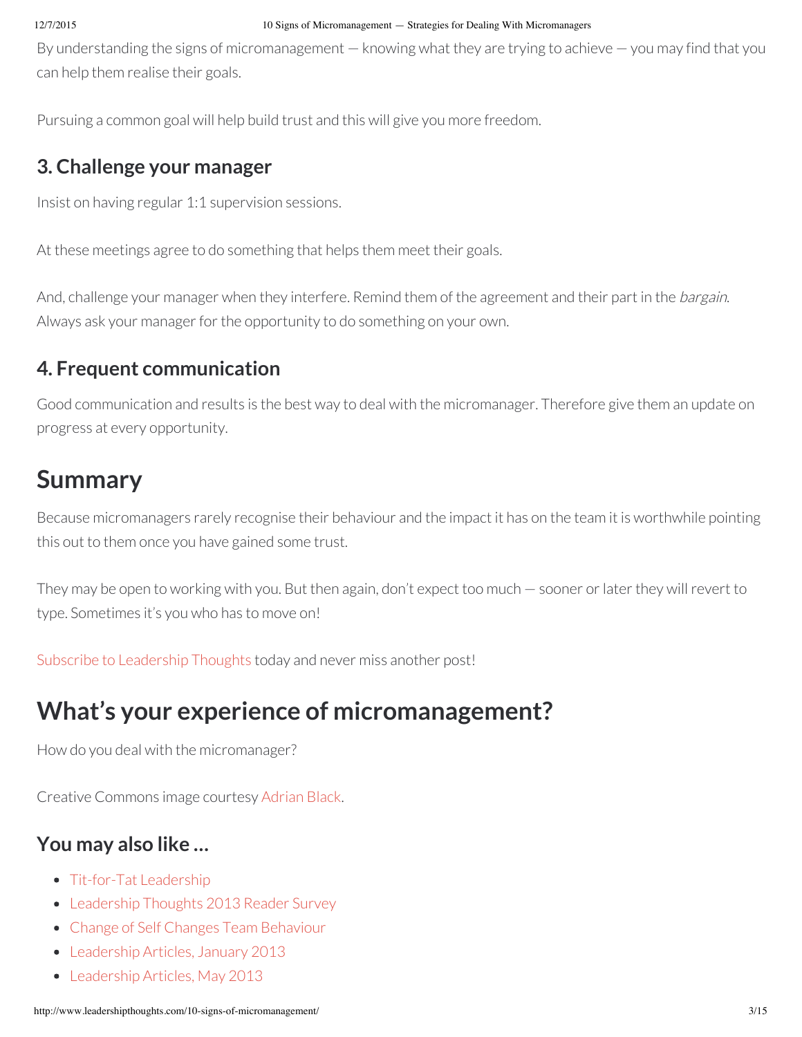By understanding the signs of micromanagement — knowing what they are trying to achieve — you may find that you can help them realise their goals.

Pursuing a common goal will help build trust and this will give you more freedom.

### 3. Challenge your manager

Insist on having regular 1:1 supervision sessions.

At these meetings agree to do something that helps them meet their goals.

And, challenge your manager when they interfere. Remind them of the agreement and their part in the *bargain*. Always ask your manager for the opportunity to do something on your own.

### 4. Frequent communication

Good communication and results is the best way to deal with the micromanager. Therefore give them an update on progress at every opportunity.

## Summary

Because micromanagers rarely recognise their behaviour and the impact it has on the team it is worthwhile pointing this out to them once you have gained some trust.

They may be open to working with you. But then again, don't expect too much — sooner or later they will revert to type. Sometimes it's you who has to move on!

Subscribe to Leadership Thoughts today and never miss another post!

## What's your experience of micromanagement?

How do you deal with the micromanager?

Creative Commons image courtesy Adrian Black.

### You may also like ...

- Tit-for-Tat Leadership
- Leadership Thoughts 2013 Reader Survey
- Change of Self Changes Team Behaviour
- Leadership Articles, January 2013
- Leadership Articles, May 2013